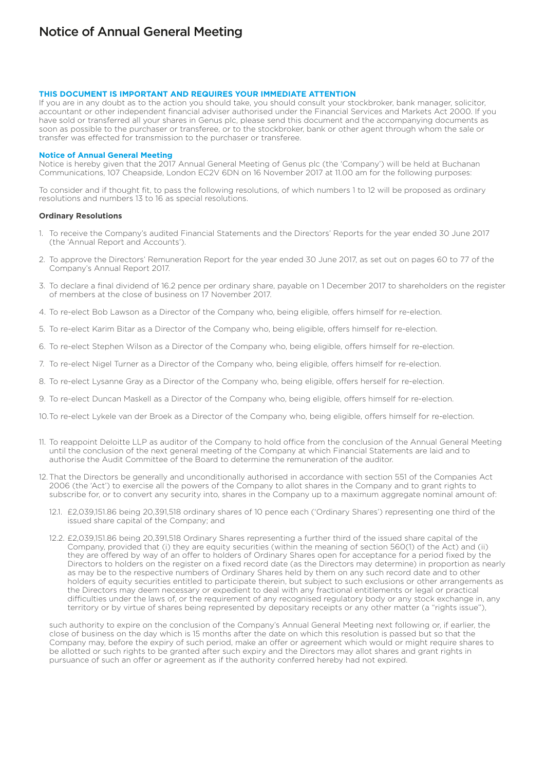# Notice of Annual General Meeting

**THIS DOCUMENT IS IMPORTANT AND REQUIRES YOUR IMMEDIATE ATTENTION**

If you are in any doubt as to the action you should take, you should consult your stockbroker, bank manager, solicitor, accountant or other independent financial adviser authorised under the Financial Services and Markets Act 2000. If you have sold or transferred all your shares in Genus plc, please send this document and the accompanying documents as soon as possible to the purchaser or transferee, or to the stockbroker, bank or other agent through whom the sale or transfer was effected for transmission to the purchaser or transferee.

**Notice of Annual General Meeting**

Notice is hereby given that the 2017 Annual General Meeting of Genus plc (the 'Company') will be held at Buchanan Communications, 107 Cheapside, London EC2V 6DN on 16 November 2017 at 11.00 am for the following purposes:

To consider and if thought fit, to pass the following resolutions, of which numbers 1 to 12 will be proposed as ordinary resolutions and numbers 13 to 16 as special resolutions.

**Ordinary Resolutions**

1. To receive the Company's audited Financial Statements and the Directors' Reports for the year ended 30 June 2017 (the 'Annual Report and Accounts').

2. To approve the Directors' Remuneration Report for the year ended 30 June 2017, as set out on pages 60 to 77 of the Company's Annual Report 2017.

3. To declare a final dividend of 16.2 pence per ordinary share, payable on 1 December 2017 to shareholders on the register of members at the close of business on 17 November 2017.

4. To re-elect Bob Lawson as a Director of the Company who, being eligible, offers himself for re-election.

5. To re-elect Karim Bitar as a Director of the Company who, being eligible, offers himself for re-election.

6. To re-elect Stephen Wilson as a Director of the Company who, being eligible, offers himself for re-election.

7. To re-elect Nigel Turner as a Director of the Company who, being eligible, offers himself for re-election.

8. To re-elect Lysanne Gray as a Director of the Company who, being eligible, offers herself for re-election.

9. To re-elect Duncan Maskell as a Director of the Company who, being eligible, offers himself for re-election.

10. To re-elect Lykele van der Broek as a Director of the Company who, being eligible, offers himself for re-election.

11. To reappoint Deloitte LLP as auditor of the Company to hold office from the conclusion of the Annual General Meeting until the conclusion of the next general meeting of the Company at which Financial Statements are laid and to authorise the Audit Committee of the Board to determine the remuneration of the auditor.

12. That the Directors be generally and unconditionally authorised in accordance with section 551 of the Companies Act 2006 (the 'Act') to exercise all the powers of the Company to allot shares in the Company and to grant rights to subscribe for, or to convert any security into, shares in the Company up to a maximum aggregate nominal amount of:

    12.1. £2,039,151.86 being 20,391,518 ordinary shares of 10 pence each ('Ordinary Shares') representing one third of the issued share capital of the Company; and

    12.2. £2,039,151.86 being 20,391,518 Ordinary Shares representing a further third of the issued share capital of the Company, provided that (i) they are equity securities (within the meaning of section 560(1) of the Act) and (ii) they are offered by way of an offer to holders of Ordinary Shares open for acceptance for a period fixed by the Directors to holders on the register on a fixed record date (as the Directors may determine) in proportion as nearly as may be to the respective numbers of Ordinary Shares held by them on any such record date and to other holders of equity securities entitled to participate therein, but subject to such exclusions or other arrangements as the Directors may deem necessary or expedient to deal with any fractional entitlements or legal or practical difficulties under the laws of, or the requirement of any recognised regulatory body or any stock exchange in, any territory or by virtue of shares being represented by depositary receipts or any other matter (a "rights issue"),

    such authority to expire on the conclusion of the Company's Annual General Meeting next following or, if earlier, the close of business on the day which is 15 months after the date on which this resolution is passed but so that the Company may, before the expiry of such period, make an offer or agreement which would or might require shares to be allotted or such rights to be granted after such expiry and the Directors may allot shares and grant rights in pursuance of such an offer or agreement as if the authority conferred hereby had not expired.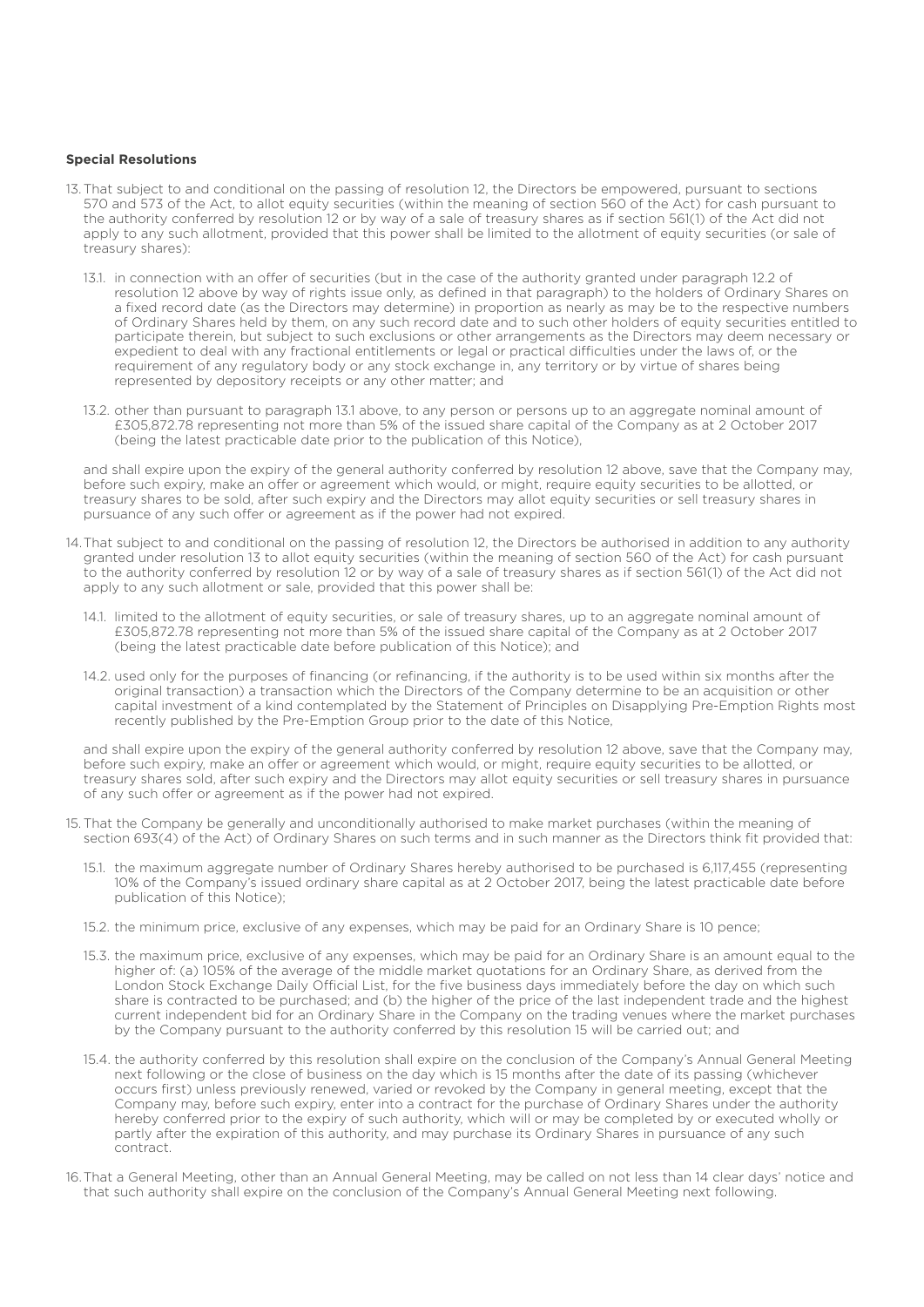**Special Resolutions**

13. That subject to and conditional on the passing of resolution 12, the Directors be empowered, pursuant to sections 570 and 573 of the Act, to allot equity securities (within the meaning of section 560 of the Act) for cash pursuant to the authority conferred by resolution 12 or by way of a sale of treasury shares as if section 561(1) of the Act did not apply to any such allotment, provided that this power shall be limited to the allotment of equity securities (or sale of treasury shares):

    13.1. in connection with an offer of securities (but in the case of the authority granted under paragraph 12.2 of resolution 12 above by way of rights issue only, as defined in that paragraph) to the holders of Ordinary Shares on a fixed record date (as the Directors may determine) in proportion as nearly as may be to the respective numbers of Ordinary Shares held by them, on any such record date and to such other holders of equity securities entitled to participate therein, but subject to such exclusions or other arrangements as the Directors may deem necessary or expedient to deal with any fractional entitlements or legal or practical difficulties under the laws of, or the requirement of any regulatory body or any stock exchange in, any territory or by virtue of shares being represented by depository receipts or any other matter; and

    13.2. other than pursuant to paragraph 13.1 above, to any person or persons up to an aggregate nominal amount of £305,872.78 representing not more than 5% of the issued share capital of the Company as at 2 October 2017 (being the latest practicable date prior to the publication of this Notice),

    and shall expire upon the expiry of the general authority conferred by resolution 12 above, save that the Company may, before such expiry, make an offer or agreement which would, or might, require equity securities to be allotted, or treasury shares to be sold, after such expiry and the Directors may allot equity securities or sell treasury shares in pursuance of any such offer or agreement as if the power had not expired.

14. That subject to and conditional on the passing of resolution 12, the Directors be authorised in addition to any authority granted under resolution 13 to allot equity securities (within the meaning of section 560 of the Act) for cash pursuant to the authority conferred by resolution 12 or by way of a sale of treasury shares as if section 561(1) of the Act did not apply to any such allotment or sale, provided that this power shall be:

    14.1. limited to the allotment of equity securities, or sale of treasury shares, up to an aggregate nominal amount of £305,872.78 representing not more than 5% of the issued share capital of the Company as at 2 October 2017 (being the latest practicable date before publication of this Notice); and

    14.2. used only for the purposes of financing (or refinancing, if the authority is to be used within six months after the original transaction) a transaction which the Directors of the Company determine to be an acquisition or other capital investment of a kind contemplated by the Statement of Principles on Disapplying Pre-Emption Rights most recently published by the Pre-Emption Group prior to the date of this Notice,

    and shall expire upon the expiry of the general authority conferred by resolution 12 above, save that the Company may, before such expiry, make an offer or agreement which would, or might, require equity securities to be allotted, or treasury shares sold, after such expiry and the Directors may allot equity securities or sell treasury shares in pursuance of any such offer or agreement as if the power had not expired.

15. That the Company be generally and unconditionally authorised to make market purchases (within the meaning of section 693(4) of the Act) of Ordinary Shares on such terms and in such manner as the Directors think fit provided that:

    15.1. the maximum aggregate number of Ordinary Shares hereby authorised to be purchased is 6,117,455 (representing 10% of the Company's issued ordinary share capital as at 2 October 2017, being the latest practicable date before publication of this Notice);

    15.2. the minimum price, exclusive of any expenses, which may be paid for an Ordinary Share is 10 pence;

    15.3. the maximum price, exclusive of any expenses, which may be paid for an Ordinary Share is an amount equal to the higher of: (a) 105% of the average of the middle market quotations for an Ordinary Share, as derived from the London Stock Exchange Daily Official List, for the five business days immediately before the day on which such share is contracted to be purchased; and (b) the higher of the price of the last independent trade and the highest current independent bid for an Ordinary Share in the Company on the trading venues where the market purchases by the Company pursuant to the authority conferred by this resolution 15 will be carried out; and

    15.4. the authority conferred by this resolution shall expire on the conclusion of the Company's Annual General Meeting next following or the close of business on the day which is 15 months after the date of its passing (whichever occurs first) unless previously renewed, varied or revoked by the Company in general meeting, except that the Company may, before such expiry, enter into a contract for the purchase of Ordinary Shares under the authority hereby conferred prior to the expiry of such authority, which will or may be completed by or executed wholly or partly after the expiration of this authority, and may purchase its Ordinary Shares in pursuance of any such contract.

16. That a General Meeting, other than an Annual General Meeting, may be called on not less than 14 clear days' notice and that such authority shall expire on the conclusion of the Company's Annual General Meeting next following.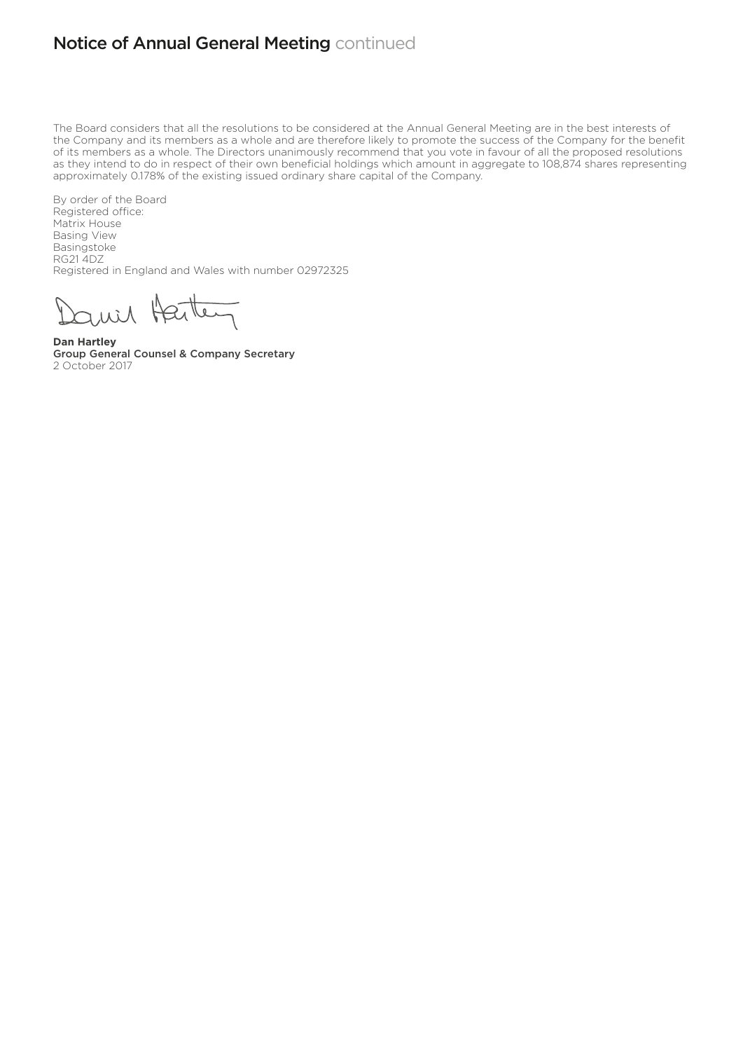# Notice of Annual General Meeting continued

The Board considers that all the resolutions to be considered at the Annual General Meeting are in the best interests of the Company and its members as a whole and are therefore likely to promote the success of the Company for the benefit of its members as a whole. The Directors unanimously recommend that you vote in favour of all the proposed resolutions as they intend to do in respect of their own beneficial holdings which amount in aggregate to 108,874 shares representing approximately 0.178% of the existing issued ordinary share capital of the Company.

By order of the Board
Registered office:
Matrix House
Basing View
Basingstoke
RG21 4DZ
Registered in England and Wales with number 02972325

**Dan Hartley**
**Group General Counsel & Company Secretary**
2 October 2017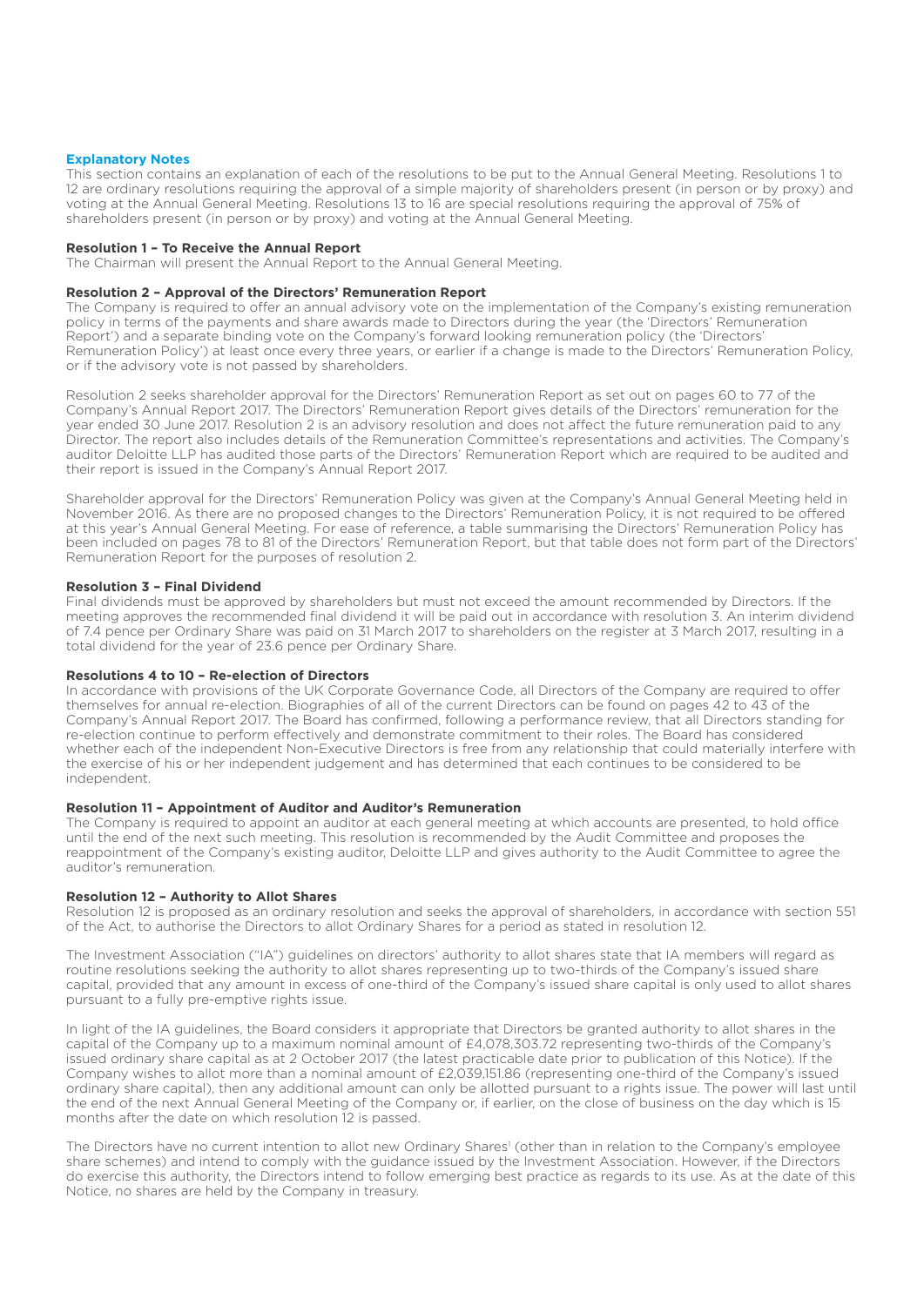## Explanatory Notes

This section contains an explanation of each of the resolutions to be put to the Annual General Meeting. Resolutions 1 to 12 are ordinary resolutions requiring the approval of a simple majority of shareholders present (in person or by proxy) and voting at the Annual General Meeting. Resolutions 13 to 16 are special resolutions requiring the approval of 75% of shareholders present (in person or by proxy) and voting at the Annual General Meeting.

**Resolution 1 – To Receive the Annual Report**

The Chairman will present the Annual Report to the Annual General Meeting.

**Resolution 2 – Approval of the Directors' Remuneration Report**

The Company is required to offer an annual advisory vote on the implementation of the Company's existing remuneration policy in terms of the payments and share awards made to Directors during the year (the 'Directors' Remuneration Report') and a separate binding vote on the Company's forward looking remuneration policy (the 'Directors' Remuneration Policy') at least once every three years, or earlier if a change is made to the Directors' Remuneration Policy, or if the advisory vote is not passed by shareholders.

Resolution 2 seeks shareholder approval for the Directors' Remuneration Report as set out on pages 60 to 77 of the Company's Annual Report 2017. The Directors' Remuneration Report gives details of the Directors' remuneration for the year ended 30 June 2017. Resolution 2 is an advisory resolution and does not affect the future remuneration paid to any Director. The report also includes details of the Remuneration Committee's representations and activities. The Company's auditor Deloitte LLP has audited those parts of the Directors' Remuneration Report which are required to be audited and their report is issued in the Company's Annual Report 2017.

Shareholder approval for the Directors' Remuneration Policy was given at the Company's Annual General Meeting held in November 2016. As there are no proposed changes to the Directors' Remuneration Policy, it is not required to be offered at this year's Annual General Meeting. For ease of reference, a table summarising the Directors' Remuneration Policy has been included on pages 78 to 81 of the Directors' Remuneration Report, but that table does not form part of the Directors' Remuneration Report for the purposes of resolution 2.

**Resolution 3 – Final Dividend**

Final dividends must be approved by shareholders but must not exceed the amount recommended by Directors. If the meeting approves the recommended final dividend it will be paid out in accordance with resolution 3. An interim dividend of 7.4 pence per Ordinary Share was paid on 31 March 2017 to shareholders on the register at 3 March 2017, resulting in a total dividend for the year of 23.6 pence per Ordinary Share.

**Resolutions 4 to 10 – Re-election of Directors**

In accordance with provisions of the UK Corporate Governance Code, all Directors of the Company are required to offer themselves for annual re-election. Biographies of all of the current Directors can be found on pages 42 to 43 of the Company's Annual Report 2017. The Board has confirmed, following a performance review, that all Directors standing for re-election continue to perform effectively and demonstrate commitment to their roles. The Board has considered whether each of the independent Non-Executive Directors is free from any relationship that could materially interfere with the exercise of his or her independent judgement and has determined that each continues to be considered to be independent.

**Resolution 11 – Appointment of Auditor and Auditor's Remuneration**

The Company is required to appoint an auditor at each general meeting at which accounts are presented, to hold office until the end of the next such meeting. This resolution is recommended by the Audit Committee and proposes the reappointment of the Company's existing auditor, Deloitte LLP and gives authority to the Audit Committee to agree the auditor's remuneration.

**Resolution 12 – Authority to Allot Shares**

Resolution 12 is proposed as an ordinary resolution and seeks the approval of shareholders, in accordance with section 551 of the Act, to authorise the Directors to allot Ordinary Shares for a period as stated in resolution 12.

The Investment Association ("IA") guidelines on directors' authority to allot shares state that IA members will regard as routine resolutions seeking the authority to allot shares representing up to two-thirds of the Company's issued share capital, provided that any amount in excess of one-third of the Company's issued share capital is only used to allot shares pursuant to a fully pre-emptive rights issue.

In light of the IA guidelines, the Board considers it appropriate that Directors be granted authority to allot shares in the capital of the Company up to a maximum nominal amount of £4,078,303.72 representing two-thirds of the Company's issued ordinary share capital as at 2 October 2017 (the latest practicable date prior to publication of this Notice). If the Company wishes to allot more than a nominal amount of £2,039,151.86 (representing one-third of the Company's issued ordinary share capital), then any additional amount can only be allotted pursuant to a rights issue. The power will last until the end of the next Annual General Meeting of the Company or, if earlier, on the close of business on the day which is 15 months after the date on which resolution 12 is passed.

The Directors have no current intention to allot new Ordinary Shares[1] (other than in relation to the Company's employee share schemes) and intend to comply with the guidance issued by the Investment Association. However, if the Directors do exercise this authority, the Directors intend to follow emerging best practice as regards to its use. As at the date of this Notice, no shares are held by the Company in treasury.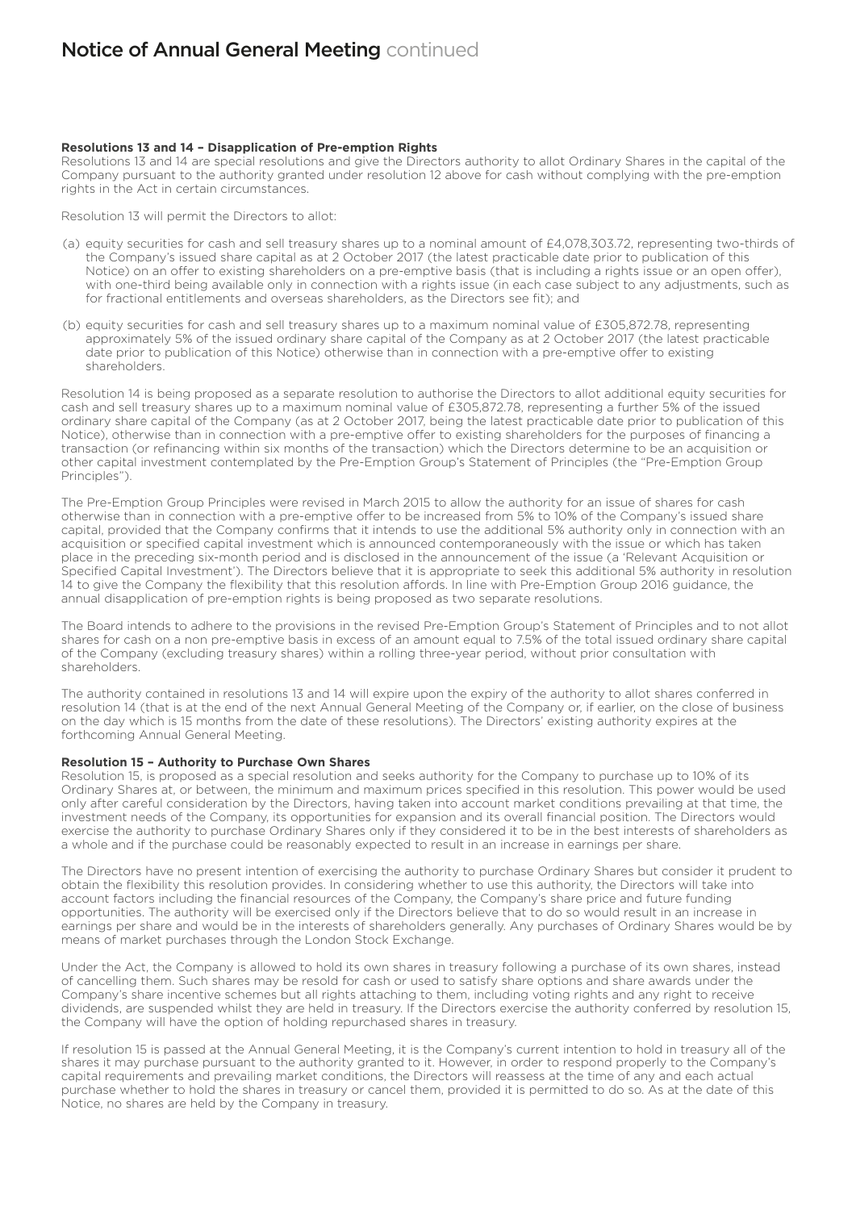# Notice of Annual General Meeting continued

**Resolutions 13 and 14 – Disapplication of Pre-emption Rights**

Resolutions 13 and 14 are special resolutions and give the Directors authority to allot Ordinary Shares in the capital of the Company pursuant to the authority granted under resolution 12 above for cash without complying with the pre-emption rights in the Act in certain circumstances.

Resolution 13 will permit the Directors to allot:

(a) equity securities for cash and sell treasury shares up to a nominal amount of £4,078,303.72, representing two-thirds of the Company's issued share capital as at 2 October 2017 (the latest practicable date prior to publication of this Notice) on an offer to existing shareholders on a pre-emptive basis (that is including a rights issue or an open offer), with one-third being available only in connection with a rights issue (in each case subject to any adjustments, such as for fractional entitlements and overseas shareholders, as the Directors see fit); and

(b) equity securities for cash and sell treasury shares up to a maximum nominal value of £305,872.78, representing approximately 5% of the issued ordinary share capital of the Company as at 2 October 2017 (the latest practicable date prior to publication of this Notice) otherwise than in connection with a pre-emptive offer to existing shareholders.

Resolution 14 is being proposed as a separate resolution to authorise the Directors to allot additional equity securities for cash and sell treasury shares up to a maximum nominal value of £305,872.78, representing a further 5% of the issued ordinary share capital of the Company (as at 2 October 2017, being the latest practicable date prior to publication of this Notice), otherwise than in connection with a pre-emptive offer to existing shareholders for the purposes of financing a transaction (or refinancing within six months of the transaction) which the Directors determine to be an acquisition or other capital investment contemplated by the Pre-Emption Group's Statement of Principles (the "Pre-Emption Group Principles").

The Pre-Emption Group Principles were revised in March 2015 to allow the authority for an issue of shares for cash otherwise than in connection with a pre-emptive offer to be increased from 5% to 10% of the Company's issued share capital, provided that the Company confirms that it intends to use the additional 5% authority only in connection with an acquisition or specified capital investment which is announced contemporaneously with the issue or which has taken place in the preceding six-month period and is disclosed in the announcement of the issue (a 'Relevant Acquisition or Specified Capital Investment'). The Directors believe that it is appropriate to seek this additional 5% authority in resolution 14 to give the Company the flexibility that this resolution affords. In line with Pre-Emption Group 2016 guidance, the annual disapplication of pre-emption rights is being proposed as two separate resolutions.

The Board intends to adhere to the provisions in the revised Pre-Emption Group's Statement of Principles and to not allot shares for cash on a non pre-emptive basis in excess of an amount equal to 7.5% of the total issued ordinary share capital of the Company (excluding treasury shares) within a rolling three-year period, without prior consultation with shareholders.

The authority contained in resolutions 13 and 14 will expire upon the expiry of the authority to allot shares conferred in resolution 14 (that is at the end of the next Annual General Meeting of the Company or, if earlier, on the close of business on the day which is 15 months from the date of these resolutions). The Directors' existing authority expires at the forthcoming Annual General Meeting.

**Resolution 15 – Authority to Purchase Own Shares**

Resolution 15, is proposed as a special resolution and seeks authority for the Company to purchase up to 10% of its Ordinary Shares at, or between, the minimum and maximum prices specified in this resolution. This power would be used only after careful consideration by the Directors, having taken into account market conditions prevailing at that time, the investment needs of the Company, its opportunities for expansion and its overall financial position. The Directors would exercise the authority to purchase Ordinary Shares only if they considered it to be in the best interests of shareholders as a whole and if the purchase could be reasonably expected to result in an increase in earnings per share.

The Directors have no present intention of exercising the authority to purchase Ordinary Shares but consider it prudent to obtain the flexibility this resolution provides. In considering whether to use this authority, the Directors will take into account factors including the financial resources of the Company, the Company's share price and future funding opportunities. The authority will be exercised only if the Directors believe that to do so would result in an increase in earnings per share and would be in the interests of shareholders generally. Any purchases of Ordinary Shares would be by means of market purchases through the London Stock Exchange.

Under the Act, the Company is allowed to hold its own shares in treasury following a purchase of its own shares, instead of cancelling them. Such shares may be resold for cash or used to satisfy share options and share awards under the Company's share incentive schemes but all rights attaching to them, including voting rights and any right to receive dividends, are suspended whilst they are held in treasury. If the Directors exercise the authority conferred by resolution 15, the Company will have the option of holding repurchased shares in treasury.

If resolution 15 is passed at the Annual General Meeting, it is the Company's current intention to hold in treasury all of the shares it may purchase pursuant to the authority granted to it. However, in order to respond properly to the Company's capital requirements and prevailing market conditions, the Directors will reassess at the time of any and each actual purchase whether to hold the shares in treasury or cancel them, provided it is permitted to do so. As at the date of this Notice, no shares are held by the Company in treasury.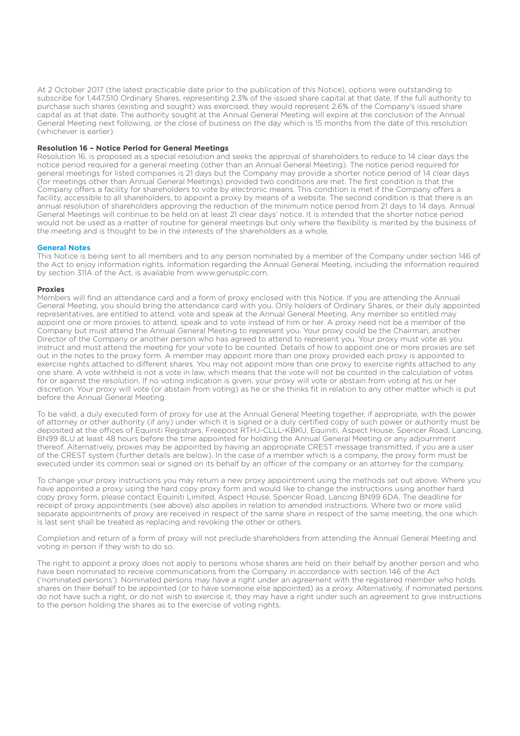At 2 October 2017 (the latest practicable date prior to the publication of this Notice), options were outstanding to subscribe for 1,447,510 Ordinary Shares, representing 2.3% of the issued share capital at that date. If the full authority to purchase such shares (existing and sought) was exercised, they would represent 2.6% of the Company's issued share capital as at that date. The authority sought at the Annual General Meeting will expire at the conclusion of the Annual General Meeting next following, or the close of business on the day which is 15 months from the date of this resolution (whichever is earlier).

**Resolution 16 – Notice Period for General Meetings**

Resolution 16, is proposed as a special resolution and seeks the approval of shareholders to reduce to 14 clear days the notice period required for a general meeting (other than an Annual General Meeting). The notice period required for general meetings for listed companies is 21 days but the Company may provide a shorter notice period of 14 clear days (for meetings other than Annual General Meetings) provided two conditions are met. The first condition is that the Company offers a facility for shareholders to vote by electronic means. This condition is met if the Company offers a facility, accessible to all shareholders, to appoint a proxy by means of a website. The second condition is that there is an annual resolution of shareholders approving the reduction of the minimum notice period from 21 days to 14 days. Annual General Meetings will continue to be held on at least 21 clear days' notice. It is intended that the shorter notice period would not be used as a matter of routine for general meetings but only where the flexibility is merited by the business of the meeting and is thought to be in the interests of the shareholders as a whole.

## General Notes

This Notice is being sent to all members and to any person nominated by a member of the Company under section 146 of the Act to enjoy information rights. Information regarding the Annual General Meeting, including the information required by section 311A of the Act, is available from www.genusplc.com.

**Proxies**

Members will find an attendance card and a form of proxy enclosed with this Notice. If you are attending the Annual General Meeting, you should bring the attendance card with you. Only holders of Ordinary Shares, or their duly appointed representatives, are entitled to attend, vote and speak at the Annual General Meeting. Any member so entitled may appoint one or more proxies to attend, speak and to vote instead of him or her. A proxy need not be a member of the Company but must attend the Annual General Meeting to represent you. Your proxy could be the Chairman, another Director of the Company or another person who has agreed to attend to represent you. Your proxy must vote as you instruct and must attend the meeting for your vote to be counted. Details of how to appoint one or more proxies are set out in the notes to the proxy form. A member may appoint more than one proxy provided each proxy is appointed to exercise rights attached to different shares. You may not appoint more than one proxy to exercise rights attached to any one share. A vote withheld is not a vote in law, which means that the vote will not be counted in the calculation of votes for or against the resolution. If no voting indication is given, your proxy will vote or abstain from voting at his or her discretion. Your proxy will vote (or abstain from voting) as he or she thinks fit in relation to any other matter which is put before the Annual General Meeting.

To be valid, a duly executed form of proxy for use at the Annual General Meeting together, if appropriate, with the power of attorney or other authority (if any) under which it is signed or a duly certified copy of such power or authority must be deposited at the offices of Equiniti Registrars, Freepost RTHJ-CLLL-KBKU, Equiniti, Aspect House, Spencer Road, Lancing, BN99 8LU at least 48 hours before the time appointed for holding the Annual General Meeting or any adjournment thereof. Alternatively, proxies may be appointed by having an appropriate CREST message transmitted, if you are a user of the CREST system (further details are below). In the case of a member which is a company, the proxy form must be executed under its common seal or signed on its behalf by an officer of the company or an attorney for the company.

To change your proxy instructions you may return a new proxy appointment using the methods set out above. Where you have appointed a proxy using the hard copy proxy form and would like to change the instructions using another hard copy proxy form, please contact Equiniti Limited, Aspect House, Spencer Road, Lancing BN99 6DA. The deadline for receipt of proxy appointments (see above) also applies in relation to amended instructions. Where two or more valid separate appointments of proxy are received in respect of the same share in respect of the same meeting, the one which is last sent shall be treated as replacing and revoking the other or others.

Completion and return of a form of proxy will not preclude shareholders from attending the Annual General Meeting and voting in person if they wish to do so.

The right to appoint a proxy does not apply to persons whose shares are held on their behalf by another person and who have been nominated to receive communications from the Company in accordance with section 146 of the Act ('nominated persons'). Nominated persons may have a right under an agreement with the registered member who holds shares on their behalf to be appointed (or to have someone else appointed) as a proxy. Alternatively, if nominated persons do not have such a right, or do not wish to exercise it, they may have a right under such an agreement to give instructions to the person holding the shares as to the exercise of voting rights.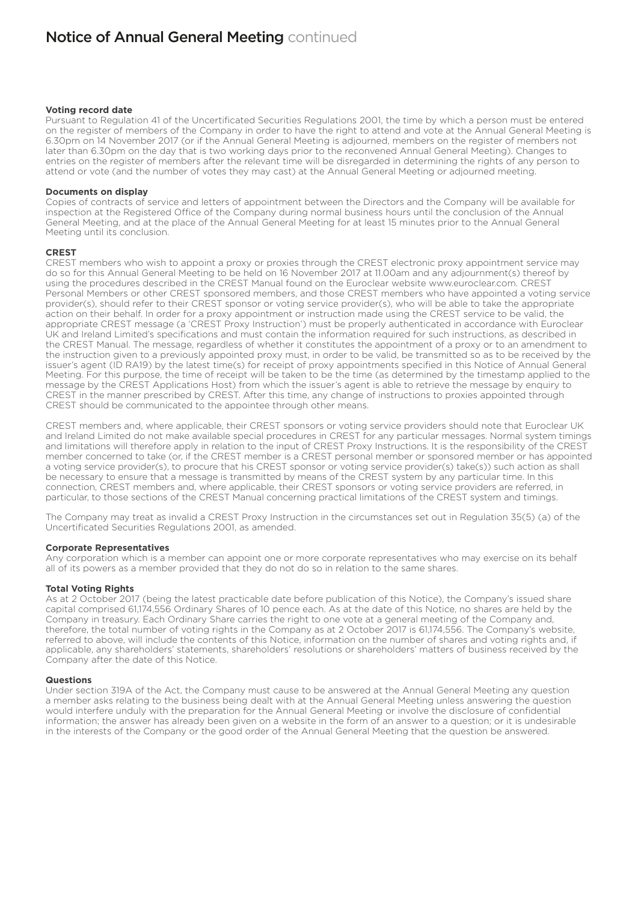# Notice of Annual General Meeting continued

**Voting record date**

Pursuant to Regulation 41 of the Uncertificated Securities Regulations 2001, the time by which a person must be entered on the register of members of the Company in order to have the right to attend and vote at the Annual General Meeting is 6.30pm on 14 November 2017 (or if the Annual General Meeting is adjourned, members on the register of members not later than 6.30pm on the day that is two working days prior to the reconvened Annual General Meeting). Changes to entries on the register of members after the relevant time will be disregarded in determining the rights of any person to attend or vote (and the number of votes they may cast) at the Annual General Meeting or adjourned meeting.

**Documents on display**

Copies of contracts of service and letters of appointment between the Directors and the Company will be available for inspection at the Registered Office of the Company during normal business hours until the conclusion of the Annual General Meeting, and at the place of the Annual General Meeting for at least 15 minutes prior to the Annual General Meeting until its conclusion.

**CREST**

CREST members who wish to appoint a proxy or proxies through the CREST electronic proxy appointment service may do so for this Annual General Meeting to be held on 16 November 2017 at 11.00am and any adjournment(s) thereof by using the procedures described in the CREST Manual found on the Euroclear website www.euroclear.com. CREST Personal Members or other CREST sponsored members, and those CREST members who have appointed a voting service provider(s), should refer to their CREST sponsor or voting service provider(s), who will be able to take the appropriate action on their behalf. In order for a proxy appointment or instruction made using the CREST service to be valid, the appropriate CREST message (a 'CREST Proxy Instruction') must be properly authenticated in accordance with Euroclear UK and Ireland Limited's specifications and must contain the information required for such instructions, as described in the CREST Manual. The message, regardless of whether it constitutes the appointment of a proxy or to an amendment to the instruction given to a previously appointed proxy must, in order to be valid, be transmitted so as to be received by the issuer's agent (ID RA19) by the latest time(s) for receipt of proxy appointments specified in this Notice of Annual General Meeting. For this purpose, the time of receipt will be taken to be the time (as determined by the timestamp applied to the message by the CREST Applications Host) from which the issuer's agent is able to retrieve the message by enquiry to CREST in the manner prescribed by CREST. After this time, any change of instructions to proxies appointed through CREST should be communicated to the appointee through other means.

CREST members and, where applicable, their CREST sponsors or voting service providers should note that Euroclear UK and Ireland Limited do not make available special procedures in CREST for any particular messages. Normal system timings and limitations will therefore apply in relation to the input of CREST Proxy Instructions. It is the responsibility of the CREST member concerned to take (or, if the CREST member is a CREST personal member or sponsored member or has appointed a voting service provider(s), to procure that his CREST sponsor or voting service provider(s) take(s)) such action as shall be necessary to ensure that a message is transmitted by means of the CREST system by any particular time. In this connection, CREST members and, where applicable, their CREST sponsors or voting service providers are referred, in particular, to those sections of the CREST Manual concerning practical limitations of the CREST system and timings.

The Company may treat as invalid a CREST Proxy Instruction in the circumstances set out in Regulation 35(5) (a) of the Uncertificated Securities Regulations 2001, as amended.

**Corporate Representatives**

Any corporation which is a member can appoint one or more corporate representatives who may exercise on its behalf all of its powers as a member provided that they do not do so in relation to the same shares.

**Total Voting Rights**

As at 2 October 2017 (being the latest practicable date before publication of this Notice), the Company's issued share capital comprised 61,174,556 Ordinary Shares of 10 pence each. As at the date of this Notice, no shares are held by the Company in treasury. Each Ordinary Share carries the right to one vote at a general meeting of the Company and, therefore, the total number of voting rights in the Company as at 2 October 2017 is 61,174,556. The Company's website, referred to above, will include the contents of this Notice, information on the number of shares and voting rights and, if applicable, any shareholders' statements, shareholders' resolutions or shareholders' matters of business received by the Company after the date of this Notice.

**Questions**

Under section 319A of the Act, the Company must cause to be answered at the Annual General Meeting any question a member asks relating to the business being dealt with at the Annual General Meeting unless answering the question would interfere unduly with the preparation for the Annual General Meeting or involve the disclosure of confidential information; the answer has already been given on a website in the form of an answer to a question; or it is undesirable in the interests of the Company or the good order of the Annual General Meeting that the question be answered.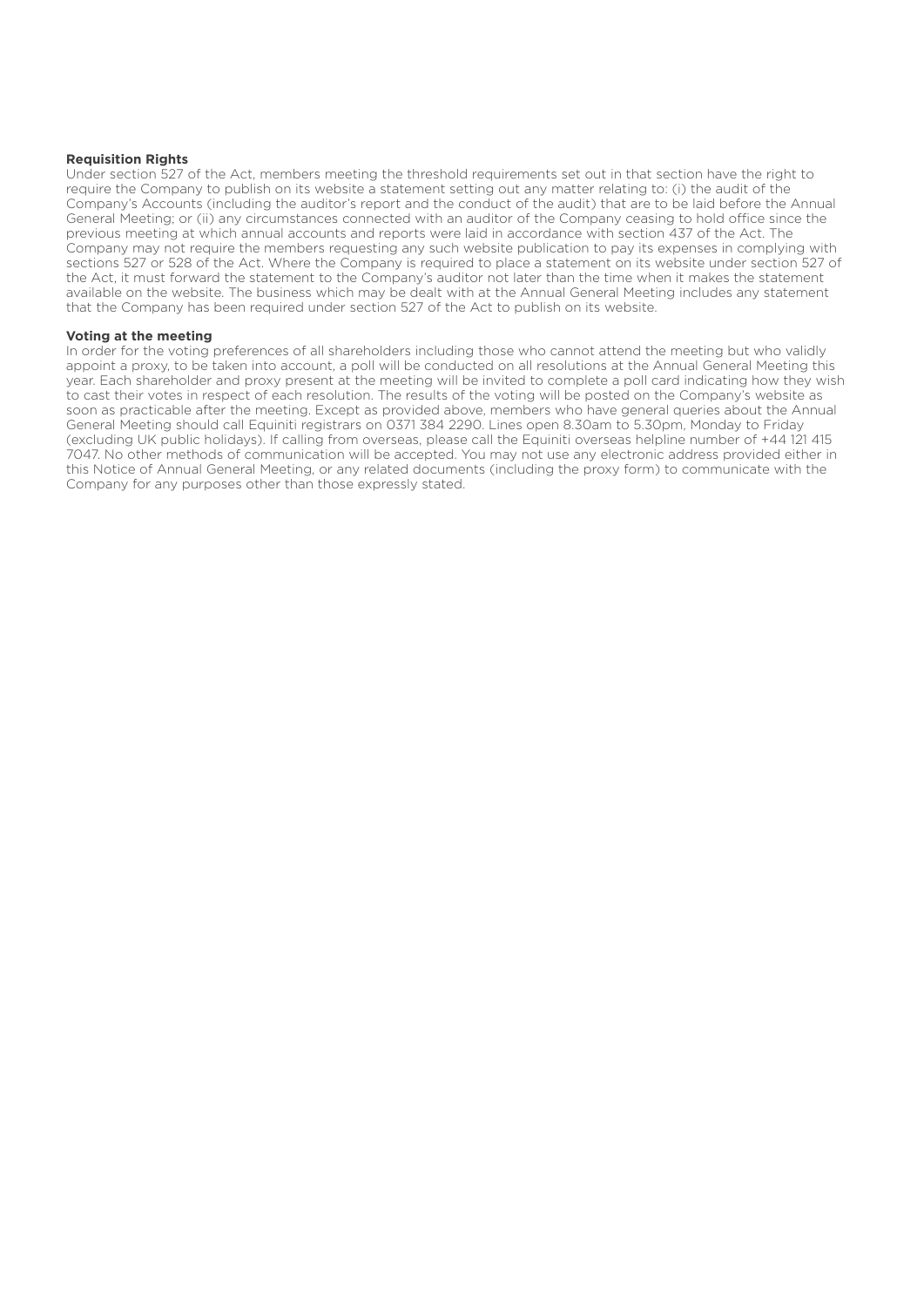**Requisition Rights**

Under section 527 of the Act, members meeting the threshold requirements set out in that section have the right to require the Company to publish on its website a statement setting out any matter relating to: (i) the audit of the Company's Accounts (including the auditor's report and the conduct of the audit) that are to be laid before the Annual General Meeting; or (ii) any circumstances connected with an auditor of the Company ceasing to hold office since the previous meeting at which annual accounts and reports were laid in accordance with section 437 of the Act. The Company may not require the members requesting any such website publication to pay its expenses in complying with sections 527 or 528 of the Act. Where the Company is required to place a statement on its website under section 527 of the Act, it must forward the statement to the Company's auditor not later than the time when it makes the statement available on the website. The business which may be dealt with at the Annual General Meeting includes any statement that the Company has been required under section 527 of the Act to publish on its website.

**Voting at the meeting**

In order for the voting preferences of all shareholders including those who cannot attend the meeting but who validly appoint a proxy, to be taken into account, a poll will be conducted on all resolutions at the Annual General Meeting this year. Each shareholder and proxy present at the meeting will be invited to complete a poll card indicating how they wish to cast their votes in respect of each resolution. The results of the voting will be posted on the Company's website as soon as practicable after the meeting. Except as provided above, members who have general queries about the Annual General Meeting should call Equiniti registrars on 0371 384 2290. Lines open 8.30am to 5.30pm, Monday to Friday (excluding UK public holidays). If calling from overseas, please call the Equiniti overseas helpline number of +44 121 415 7047. No other methods of communication will be accepted. You may not use any electronic address provided either in this Notice of Annual General Meeting, or any related documents (including the proxy form) to communicate with the Company for any purposes other than those expressly stated.